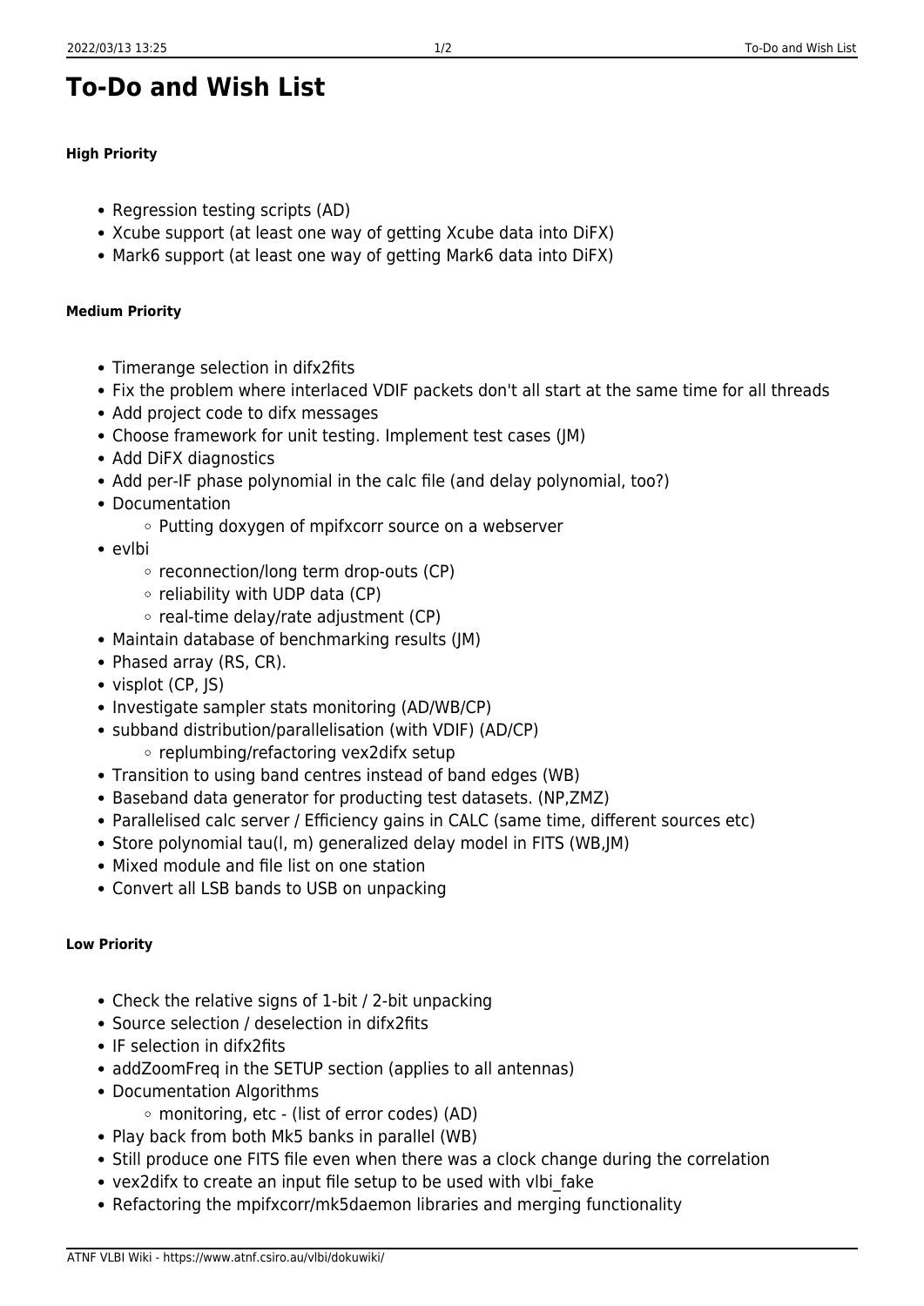# To-Do and Wish List

#### High Priority

- Regression testing scripts (AD)
- Xcube support (at least one way of getting Xcube data into DiFX)
- Mark6 support (at least one way of getting Mark6 data into DiFX)

#### Medium Priority

- Timerange selection in difx2fits
- Fix the problem where interlaced VDIF packets don't all start at the same time for all threads
- Add project code to difx messages
- Choose framework for unit testing. Implement test cases (JM)
- Add DiFX diagnostics
- Add per-IF phase polynomial in the calc file (and delay polynomial, too?)
- Documentation
  - Putting doxygen of mpifxcorr source on a webserver
- evlbi
  - reconnection/long term drop-outs (CP)
  - reliability with UDP data (CP)
  - real-time delay/rate adjustment (CP)
- Maintain database of benchmarking results (JM)
- Phased array (RS, CR).
- visplot (CP, JS)
- Investigate sampler stats monitoring (AD/WB/CP)
- subband distribution/parallelisation (with VDIF) (AD/CP)
  - replumbing/refactoring vex2difx setup
- Transition to using band centres instead of band edges (WB)
- Baseband data generator for producting test datasets. (NP,ZMZ)
- Parallelised calc server / Efficiency gains in CALC (same time, different sources etc)
- Store polynomial tau(l, m) generalized delay model in FITS (WB,JM)
- Mixed module and file list on one station
- Convert all LSB bands to USB on unpacking

#### Low Priority

- Check the relative signs of 1-bit / 2-bit unpacking
- Source selection / deselection in difx2fits
- IF selection in difx2fits
- addZoomFreq in the SETUP section (applies to all antennas)
- Documentation Algorithms
  - monitoring, etc - (list of error codes) (AD)
- Play back from both Mk5 banks in parallel (WB)
- Still produce one FITS file even when there was a clock change during the correlation
- vex2difx to create an input file setup to be used with vlbi_fake
- Refactoring the mpifxcorr/mk5daemon libraries and merging functionality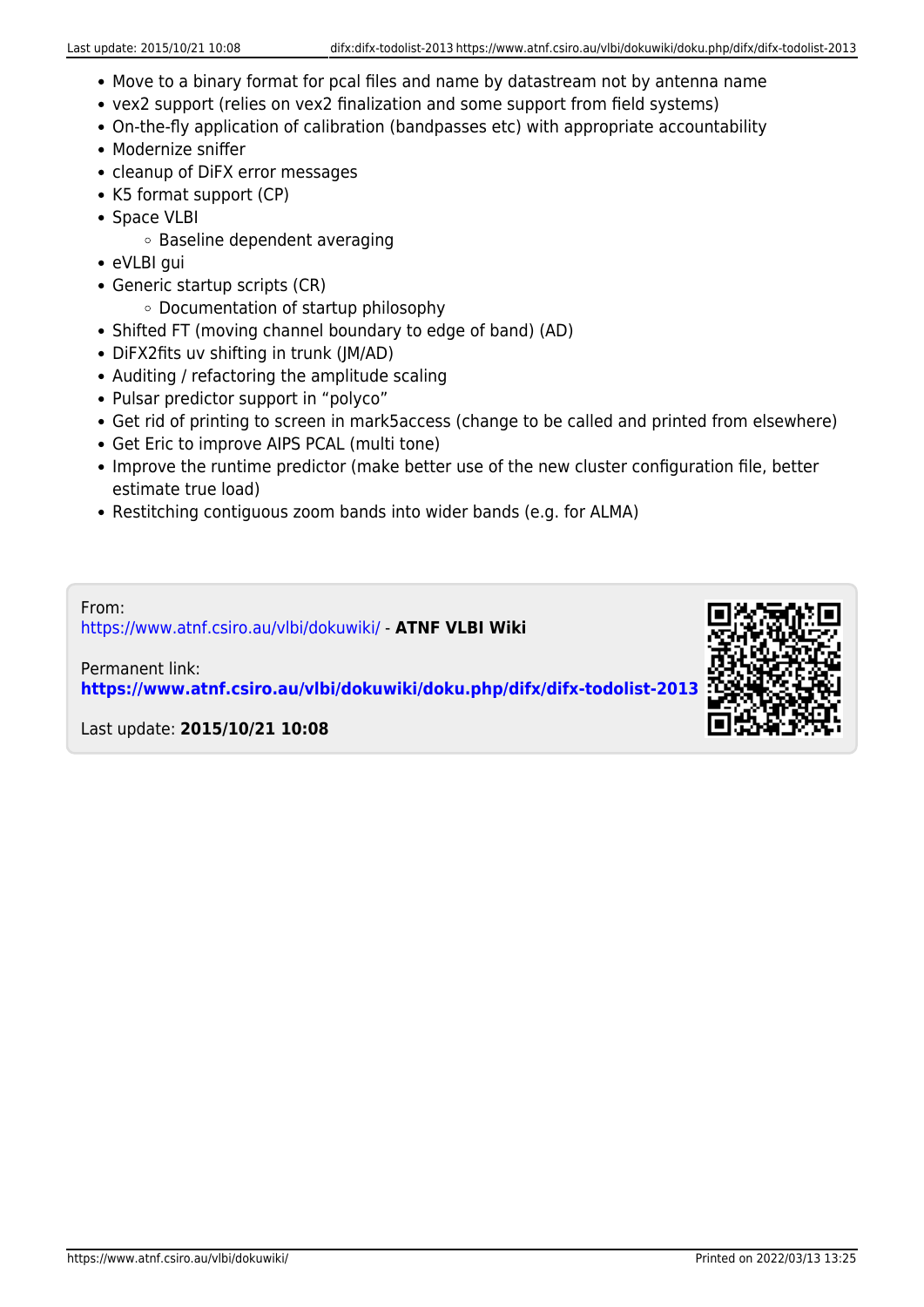- Move to a binary format for pcal files and name by datastream not by antenna name
- vex2 support (relies on vex2 finalization and some support from field systems)
- On-the-fly application of calibration (bandpasses etc) with appropriate accountability
- Modernize sniffer
- cleanup of DiFX error messages
- K5 format support (CP)
- Space VLBI
    - Baseline dependent averaging
- eVLBI gui
- Generic startup scripts (CR)
    - Documentation of startup philosophy
- Shifted FT (moving channel boundary to edge of band) (AD)
- DiFX2fits uv shifting in trunk (JM/AD)
- Auditing / refactoring the amplitude scaling
- Pulsar predictor support in "polyco"
- Get rid of printing to screen in mark5access (change to be called and printed from elsewhere)
- Get Eric to improve AIPS PCAL (multi tone)
- Improve the runtime predictor (make better use of the new cluster configuration file, better estimate true load)
- Restitching contiguous zoom bands into wider bands (e.g. for ALMA)

From:
https://www.atnf.csiro.au/vlbi/dokuwiki/ - **ATNF VLBI Wiki**

Permanent link:
**https://www.atnf.csiro.au/vlbi/dokuwiki/doku.php/difx/difx-todolist-2013**

Last update: **2015/10/21 10:08**